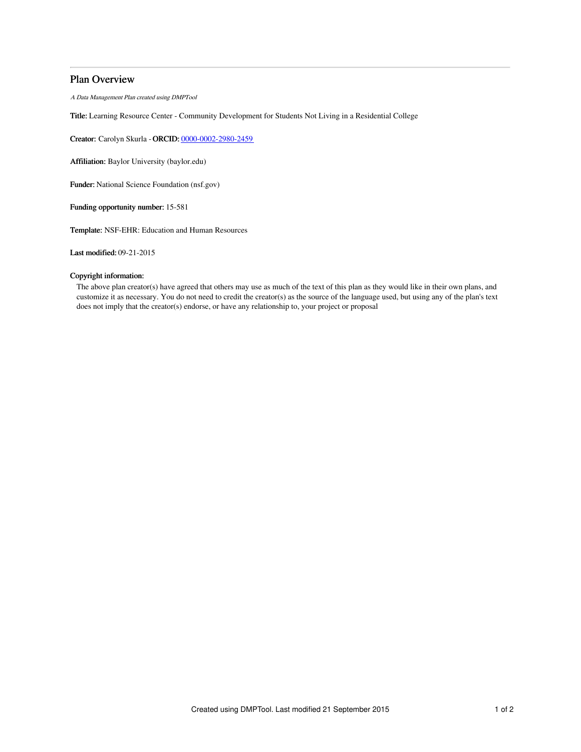# Plan Overview

*A Data Management Plan created using DMPTool*

**Title:** Learning Resource Center - Community Development for Students Not Living in a Residential College

**Creator:** Carolyn Skurla - **ORCID:** 0000-0002-2980-2459

**Affiliation:** Baylor University (baylor.edu)

**Funder:** National Science Foundation (nsf.gov)

**Funding opportunity number:** 15-581

**Template:** NSF-EHR: Education and Human Resources

**Last modified:** 09-21-2015

**Copyright information:**

The above plan creator(s) have agreed that others may use as much of the text of this plan as they would like in their own plans, and customize it as necessary. You do not need to credit the creator(s) as the source of the language used, but using any of the plan's text does not imply that the creator(s) endorse, or have any relationship to, your project or proposal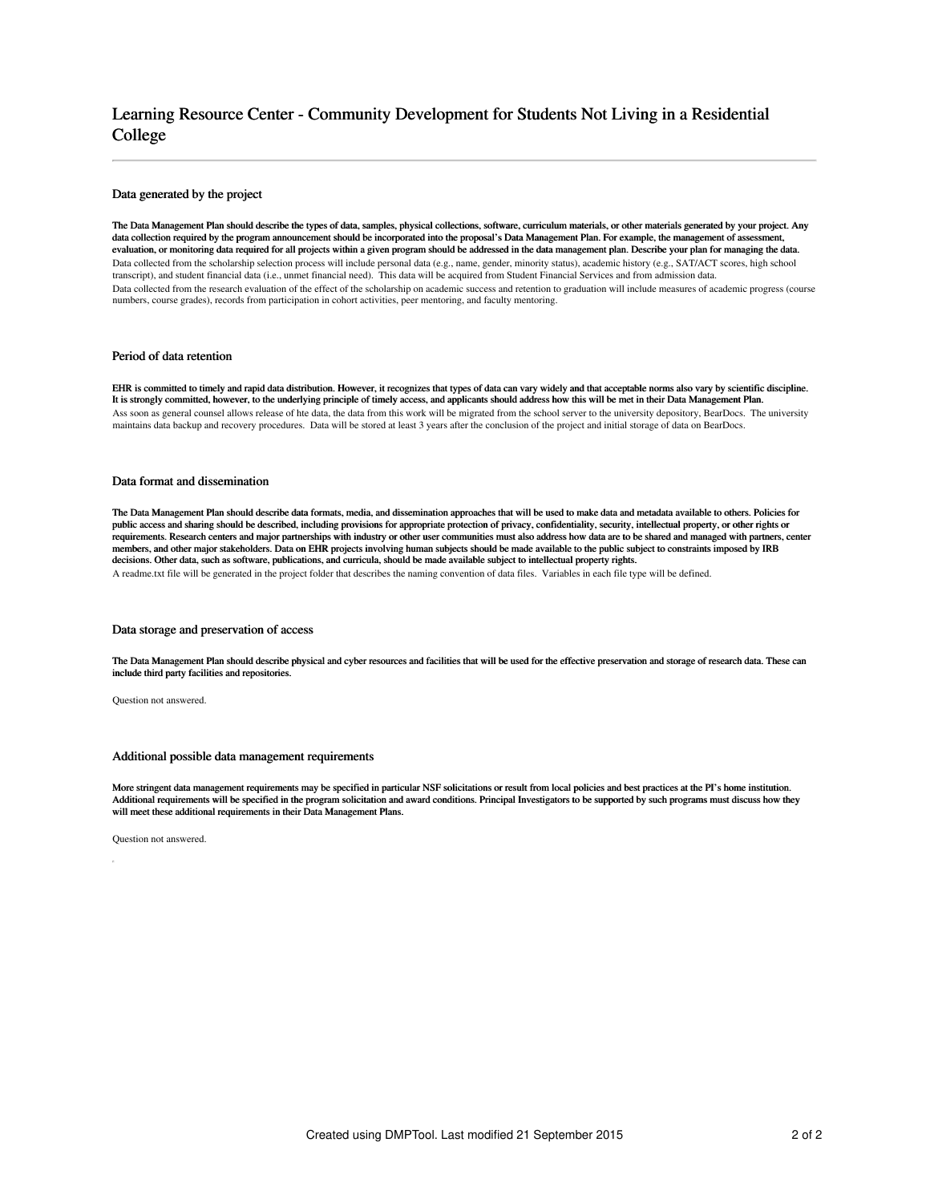# Learning Resource Center - Community Development for Students Not Living in a Residential College

## Data generated by the project

**The Data Management Plan should describe the types of data, samples, physical collections, software, curriculum materials, or other materials generated by your project. Any data collection required by the program announcement should be incorporated into the proposal's Data Management Plan. For example, the management of assessment, evaluation, or monitoring data required for all projects within a given program should be addressed in the data management plan. Describe your plan for managing the data.**

Data collected from the scholarship selection process will include personal data (e.g., name, gender, minority status), academic history (e.g., SAT/ACT scores, high school transcript), and student financial data (i.e., unmet financial need). This data will be acquired from Student Financial Services and from admission data.

Data collected from the research evaluation of the effect of the scholarship on academic success and retention to graduation will include measures of academic progress (course numbers, course grades), records from participation in cohort activities, peer mentoring, and faculty mentoring.

## Period of data retention

**EHR is committed to timely and rapid data distribution. However, it recognizes that types of data can vary widely and that acceptable norms also vary by scientific discipline. It is strongly committed, however, to the underlying principle of timely access, and applicants should address how this will be met in their Data Management Plan.**

Ass soon as general counsel allows release of hte data, the data from this work will be migrated from the school server to the university depository, BearDocs. The university maintains data backup and recovery procedures. Data will be stored at least 3 years after the conclusion of the project and initial storage of data on BearDocs.

## Data format and dissemination

**The Data Management Plan should describe data formats, media, and dissemination approaches that will be used to make data and metadata available to others. Policies for public access and sharing should be described, including provisions for appropriate protection of privacy, confidentiality, security, intellectual property, or other rights or requirements. Research centers and major partnerships with industry or other user communities must also address how data are to be shared and managed with partners, center members, and other major stakeholders. Data on EHR projects involving human subjects should be made available to the public subject to constraints imposed by IRB decisions. Other data, such as software, publications, and curricula, should be made available subject to intellectual property rights.**

A readme.txt file will be generated in the project folder that describes the naming convention of data files. Variables in each file type will be defined.

## Data storage and preservation of access

**The Data Management Plan should describe physical and cyber resources and facilities that will be used for the effective preservation and storage of research data. These can include third party facilities and repositories.**

Question not answered.

## Additional possible data management requirements

**More stringent data management requirements may be specified in particular NSF solicitations or result from local policies and best practices at the PI's home institution. Additional requirements will be specified in the program solicitation and award conditions. Principal Investigators to be supported by such programs must discuss how they will meet these additional requirements in their Data Management Plans.**

Question not answered.

Created using DMPTool. Last modified 21 September 2015